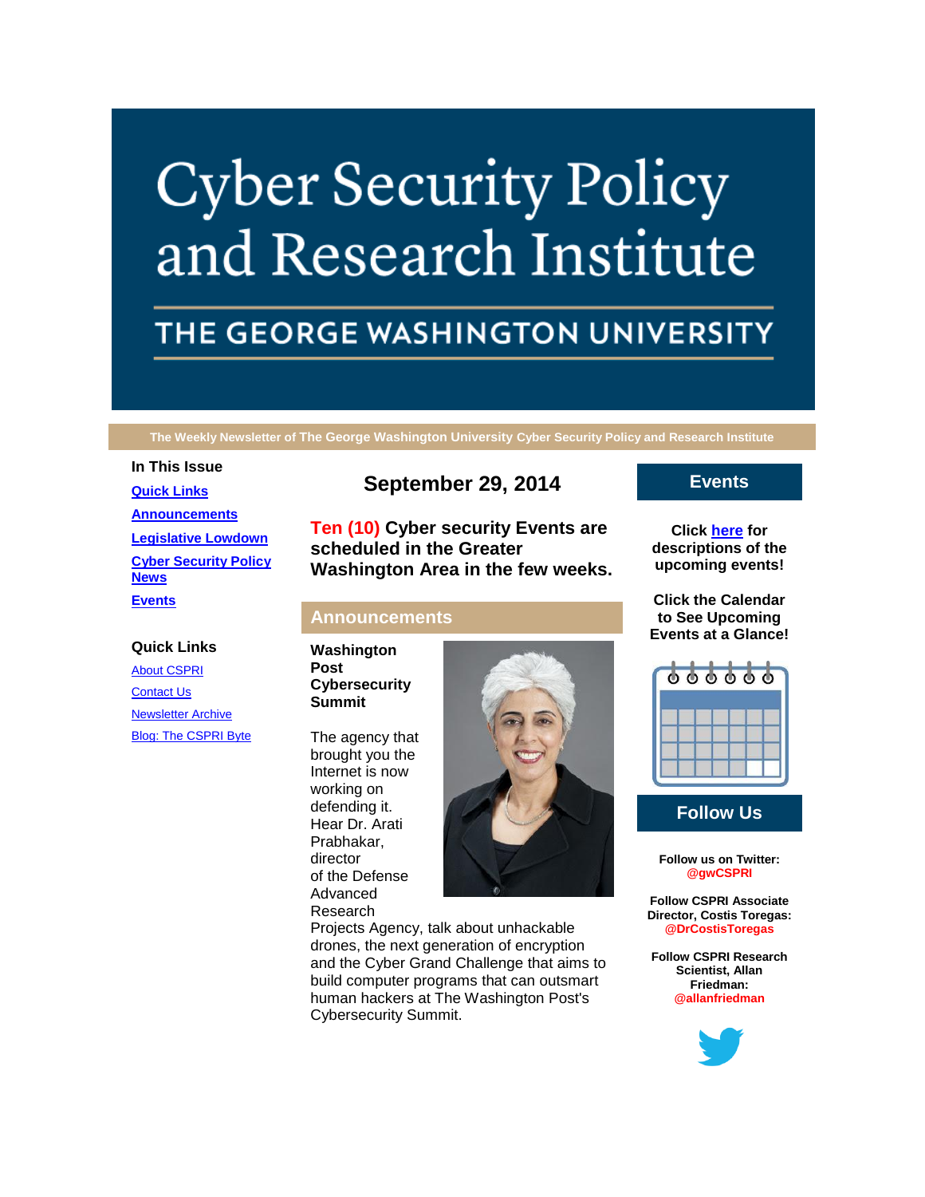# Cyber Security Policy and Research Institute

## THE GEORGE WASHINGTON UNIVERSITY

**The Weekly Newsletter of The George Washington University Cyber Security Policy and Research Institute**

### In This Issue

- [Quick Links]()
- [Announcements]()
- [Legislative Lowdown]()
- [Cyber Security Policy News]()
- [Events]()

### Quick Links

- [About CSPRI]()
- [Contact Us]()
- [Newsletter Archive]()
- [Blog: The CSPRI Byte]()

## September 29, 2014

**Ten (10) Cyber security Events are scheduled in the Greater Washington Area in the few weeks.**

## Announcements

**Washington Post Cybersecurity Summit**

The agency that brought you the Internet is now working on defending it. Hear Dr. Arati Prabhakar, director of the Defense Advanced Research Projects Agency, talk about unhackable drones, the next generation of encryption and the Cyber Grand Challenge that aims to build computer programs that can outsmart human hackers at The Washington Post's Cybersecurity Summit.

## Events

**Click [here]() for descriptions of the upcoming events!**

**Click the Calendar to See Upcoming Events at a Glance!**

## Follow Us

**Follow us on Twitter: @gwCSPRI**

**Follow CSPRI Associate Director, Costis Toregas: @DrCostisToregas**

**Follow CSPRI Research Scientist, Allan Friedman: @allanfriedman**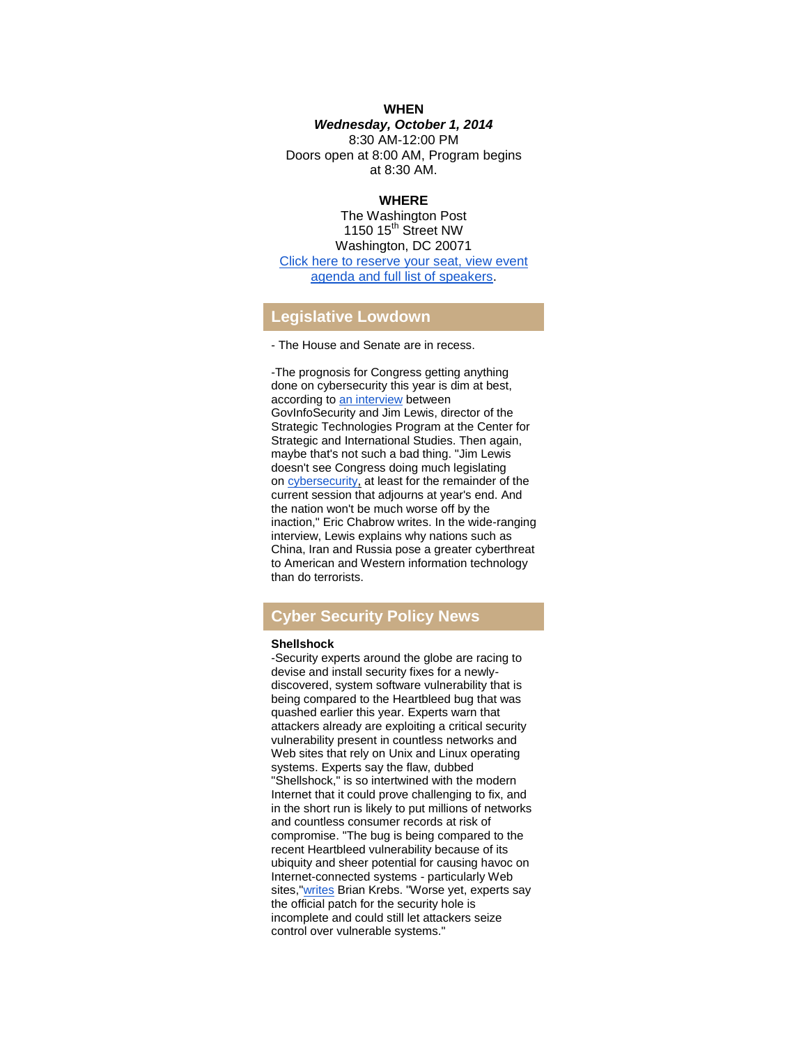**WHEN**

***Wednesday, October 1, 2014***

8:30 AM-12:00 PM

Doors open at 8:00 AM, Program begins at 8:30 AM.

**WHERE**

The Washington Post

1150 15th Street NW

Washington, DC 20071

Click here to reserve your seat, view event agenda and full list of speakers.

## Legislative Lowdown

- The House and Senate are in recess.

-The prognosis for Congress getting anything done on cybersecurity this year is dim at best, according to an interview between GovInfoSecurity and Jim Lewis, director of the Strategic Technologies Program at the Center for Strategic and International Studies. Then again, maybe that's not such a bad thing. "Jim Lewis doesn't see Congress doing much legislating on cybersecurity, at least for the remainder of the current session that adjourns at year's end. And the nation won't be much worse off by the inaction," Eric Chabrow writes. In the wide-ranging interview, Lewis explains why nations such as China, Iran and Russia pose a greater cyberthreat to American and Western information technology than do terrorists.

## Cyber Security Policy News

**Shellshock**

-Security experts around the globe are racing to devise and install security fixes for a newly-discovered, system software vulnerability that is being compared to the Heartbleed bug that was quashed earlier this year. Experts warn that attackers already are exploiting a critical security vulnerability present in countless networks and Web sites that rely on Unix and Linux operating systems. Experts say the flaw, dubbed "Shellshock," is so intertwined with the modern Internet that it could prove challenging to fix, and in the short run is likely to put millions of networks and countless consumer records at risk of compromise. "The bug is being compared to the recent Heartbleed vulnerability because of its ubiquity and sheer potential for causing havoc on Internet-connected systems - particularly Web sites,"writes Brian Krebs. "Worse yet, experts say the official patch for the security hole is incomplete and could still let attackers seize control over vulnerable systems."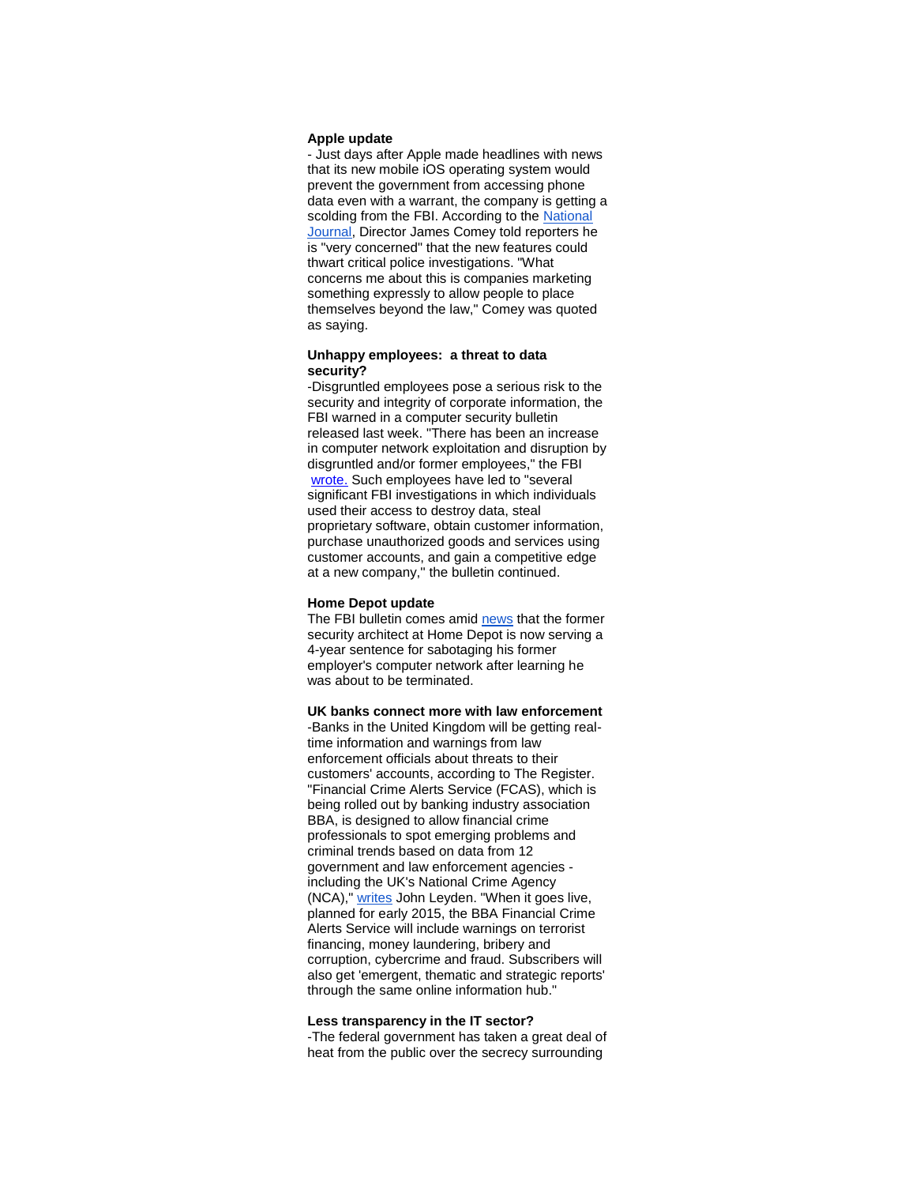**Apple update**

- Just days after Apple made headlines with news that its new mobile iOS operating system would prevent the government from accessing phone data even with a warrant, the company is getting a scolding from the FBI. According to the National Journal, Director James Comey told reporters he is "very concerned" that the new features could thwart critical police investigations. "What concerns me about this is companies marketing something expressly to allow people to place themselves beyond the law," Comey was quoted as saying.

**Unhappy employees: a threat to data security?**

-Disgruntled employees pose a serious risk to the security and integrity of corporate information, the FBI warned in a computer security bulletin released last week. "There has been an increase in computer network exploitation and disruption by disgruntled and/or former employees," the FBI wrote. Such employees have led to "several significant FBI investigations in which individuals used their access to destroy data, steal proprietary software, obtain customer information, purchase unauthorized goods and services using customer accounts, and gain a competitive edge at a new company," the bulletin continued.

**Home Depot update**

The FBI bulletin comes amid news that the former security architect at Home Depot is now serving a 4-year sentence for sabotaging his former employer's computer network after learning he was about to be terminated.

**UK banks connect more with law enforcement**

-Banks in the United Kingdom will be getting real-time information and warnings from law enforcement officials about threats to their customers' accounts, according to The Register. "Financial Crime Alerts Service (FCAS), which is being rolled out by banking industry association BBA, is designed to allow financial crime professionals to spot emerging problems and criminal trends based on data from 12 government and law enforcement agencies - including the UK's National Crime Agency (NCA)," writes John Leyden. "When it goes live, planned for early 2015, the BBA Financial Crime Alerts Service will include warnings on terrorist financing, money laundering, bribery and corruption, cybercrime and fraud. Subscribers will also get 'emergent, thematic and strategic reports' through the same online information hub."

**Less transparency in the IT sector?**

-The federal government has taken a great deal of heat from the public over the secrecy surrounding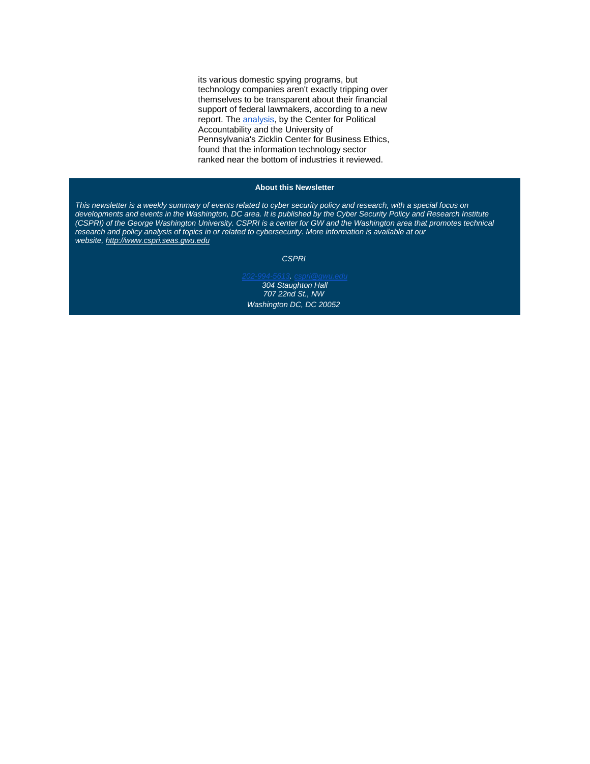its various domestic spying programs, but technology companies aren't exactly tripping over themselves to be transparent about their financial support of federal lawmakers, according to a new report. The analysis, by the Center for Political Accountability and the University of Pennsylvania's Zicklin Center for Business Ethics, found that the information technology sector ranked near the bottom of industries it reviewed.

**About this Newsletter**

*This newsletter is a weekly summary of events related to cyber security policy and research, with a special focus on developments and events in the Washington, DC area. It is published by the Cyber Security Policy and Research Institute (CSPRI) of the George Washington University. CSPRI is a center for GW and the Washington area that promotes technical research and policy analysis of topics in or related to cybersecurity. More information is available at our website, http://www.cspri.seas.gwu.edu*

*CSPRI*

*202-994-5613, cspri@gwu.edu*
*304 Staughton Hall*
*707 22nd St., NW*
*Washington DC, DC 20052*